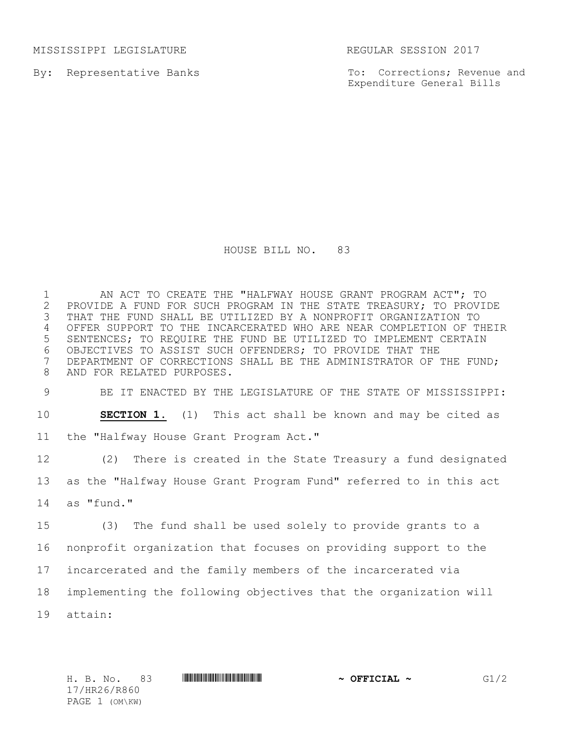MISSISSIPPI LEGISLATURE REGULAR SESSION 2017

By: Representative Banks

To: Corrections; Revenue and Expenditure General Bills

# HOUSE BILL NO. 83

AN ACT TO CREATE THE "HALFWAY HOUSE GRANT PROGRAM ACT"; TO PROVIDE A FUND FOR SUCH PROGRAM IN THE STATE TREASURY; TO PROVIDE THAT THE FUND SHALL BE UTILIZED BY A NONPROFIT ORGANIZATION TO OFFER SUPPORT TO THE INCARCERATED WHO ARE NEAR COMPLETION OF THEIR SENTENCES; TO REQUIRE THE FUND BE UTILIZED TO IMPLEMENT CERTAIN OBJECTIVES TO ASSIST SUCH OFFENDERS; TO PROVIDE THAT THE DEPARTMENT OF CORRECTIONS SHALL BE THE ADMINISTRATOR OF THE FUND; AND FOR RELATED PURPOSES.

BE IT ENACTED BY THE LEGISLATURE OF THE STATE OF MISSISSIPPI:

**SECTION 1.** (1) This act shall be known and may be cited as the "Halfway House Grant Program Act."

(2) There is created in the State Treasury a fund designated as the "Halfway House Grant Program Fund" referred to in this act as "fund."

(3) The fund shall be used solely to provide grants to a nonprofit organization that focuses on providing support to the incarcerated and the family members of the incarcerated via implementing the following objectives that the organization will attain: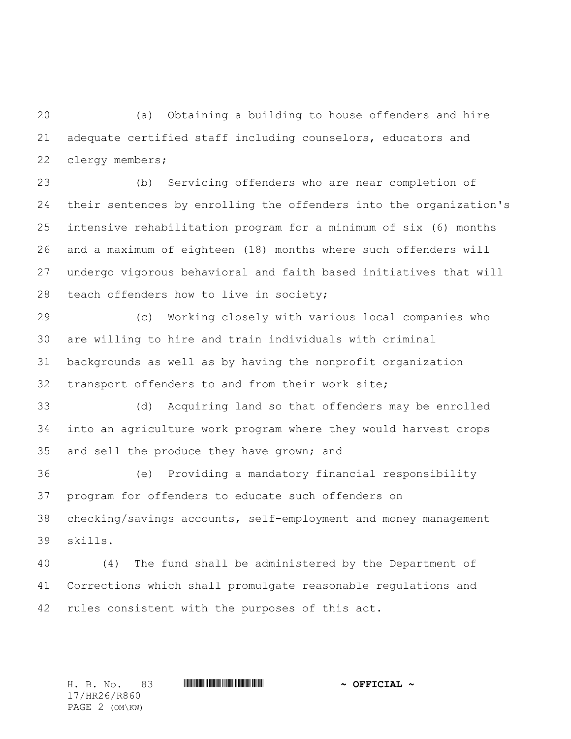(a) Obtaining a building to house offenders and hire adequate certified staff including counselors, educators and clergy members;

(b) Servicing offenders who are near completion of their sentences by enrolling the offenders into the organization's intensive rehabilitation program for a minimum of six (6) months and a maximum of eighteen (18) months where such offenders will undergo vigorous behavioral and faith based initiatives that will teach offenders how to live in society;

(c) Working closely with various local companies who are willing to hire and train individuals with criminal backgrounds as well as by having the nonprofit organization transport offenders to and from their work site;

(d) Acquiring land so that offenders may be enrolled into an agriculture work program where they would harvest crops and sell the produce they have grown; and

(e) Providing a mandatory financial responsibility program for offenders to educate such offenders on checking/savings accounts, self-employment and money management skills.

(4) The fund shall be administered by the Department of Corrections which shall promulgate reasonable regulations and rules consistent with the purposes of this act.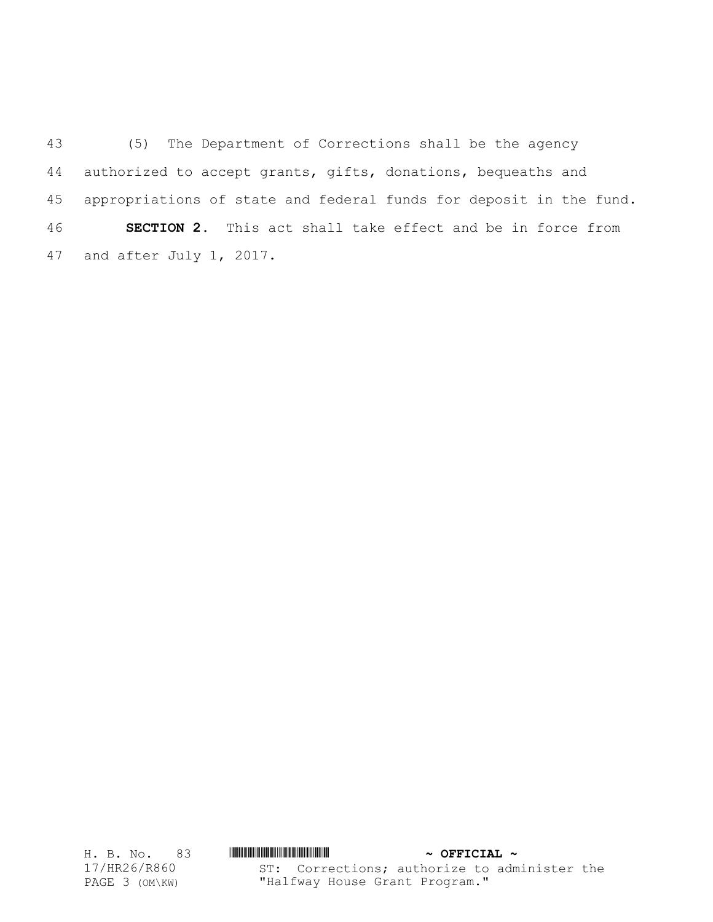(5) The Department of Corrections shall be the agency authorized to accept grants, gifts, donations, bequeaths and appropriations of state and federal funds for deposit in the fund.

**SECTION 2.** This act shall take effect and be in force from and after July 1, 2017.